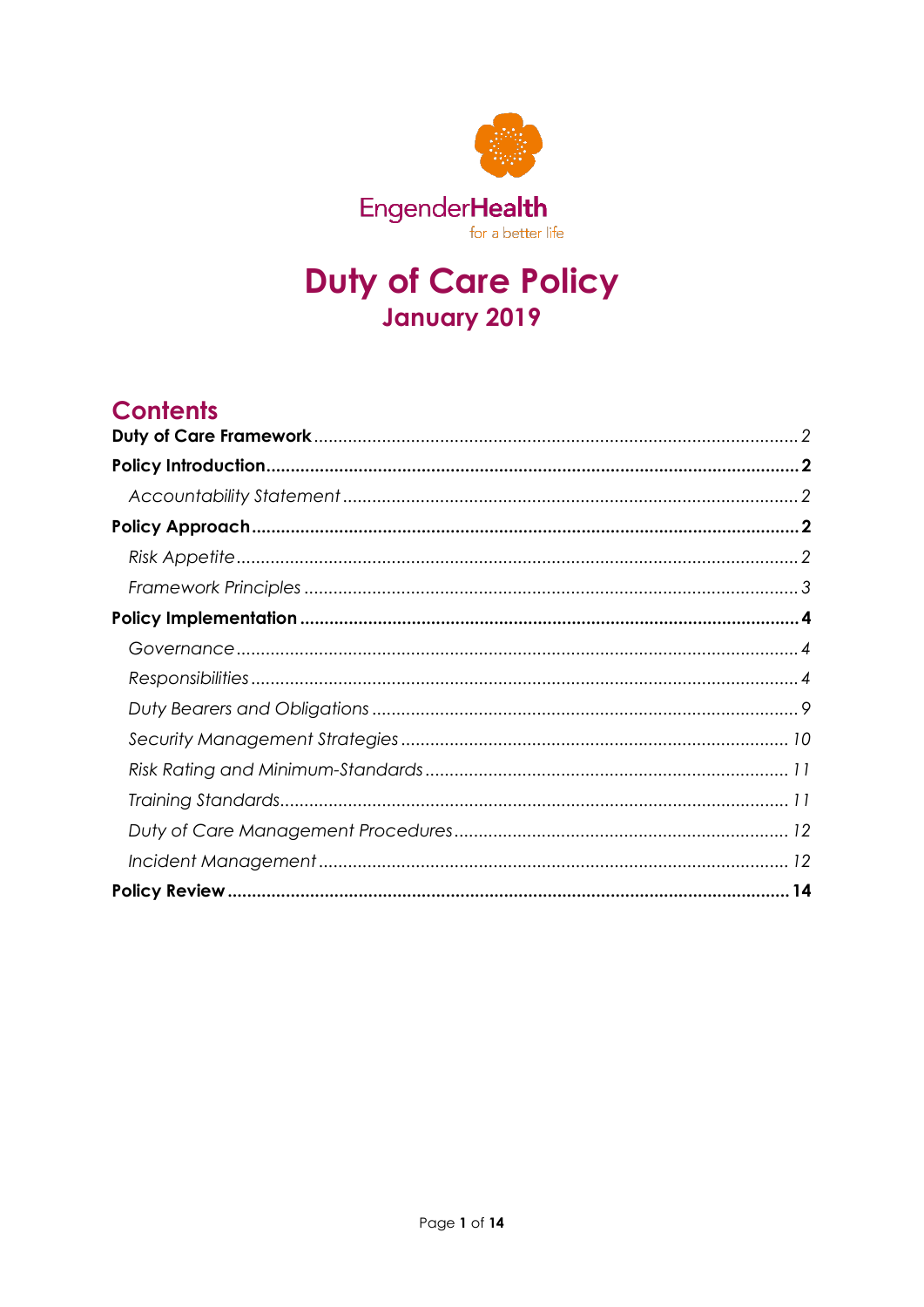EngenderHealth

for a better life

# Duty of Care Policy

## January 2019

## Contents

**Duty of Care Framework** .......... 2

**Policy Introduction** .......... **2**

*Accountability Statement* .......... *2*

**Policy Approach** .......... **2**

*Risk Appetite* .......... *2*

*Framework Principles* .......... *3*

**Policy Implementation** .......... **4**

*Governance* .......... *4*

*Responsibilities* .......... *4*

*Duty Bearers and Obligations* .......... *9*

*Security Management Strategies* .......... *10*

*Risk Rating and Minimum-Standards* .......... *11*

*Training Standards* .......... *11*

*Duty of Care Management Procedures* .......... *12*

*Incident Management* .......... *12*

**Policy Review** .......... **14**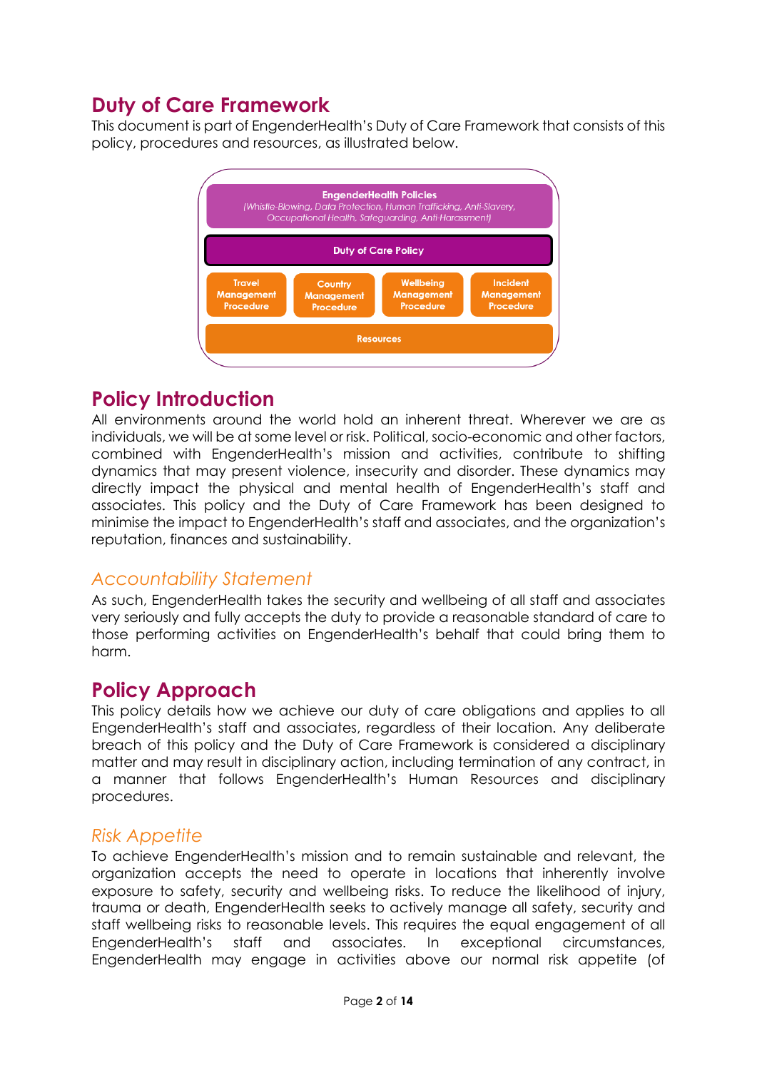## Duty of Care Framework

This document is part of EngenderHealth's Duty of Care Framework that consists of this policy, procedures and resources, as illustrated below.

**EngenderHealth Policies**
*(Whistle-Blowing, Data Protection, Human Trafficking, Anti-Slavery, Occupational Health, Safeguarding, Anti-Harassment)*

**Duty of Care Policy**

| Travel Management Procedure | Country Management Procedure | Wellbeing Management Procedure | Incident Management Procedure |
|---|---|---|---|

**Resources**

## Policy Introduction

All environments around the world hold an inherent threat. Wherever we are as individuals, we will be at some level or risk. Political, socio-economic and other factors, combined with EngenderHealth's mission and activities, contribute to shifting dynamics that may present violence, insecurity and disorder. These dynamics may directly impact the physical and mental health of EngenderHealth's staff and associates. This policy and the Duty of Care Framework has been designed to minimise the impact to EngenderHealth's staff and associates, and the organization's reputation, finances and sustainability.

### *Accountability Statement*

As such, EngenderHealth takes the security and wellbeing of all staff and associates very seriously and fully accepts the duty to provide a reasonable standard of care to those performing activities on EngenderHealth's behalf that could bring them to harm.

## Policy Approach

This policy details how we achieve our duty of care obligations and applies to all EngenderHealth's staff and associates, regardless of their location. Any deliberate breach of this policy and the Duty of Care Framework is considered a disciplinary matter and may result in disciplinary action, including termination of any contract, in a manner that follows EngenderHealth's Human Resources and disciplinary procedures.

### *Risk Appetite*

To achieve EngenderHealth's mission and to remain sustainable and relevant, the organization accepts the need to operate in locations that inherently involve exposure to safety, security and wellbeing risks. To reduce the likelihood of injury, trauma or death, EngenderHealth seeks to actively manage all safety, security and staff wellbeing risks to reasonable levels. This requires the equal engagement of all EngenderHealth's staff and associates. In exceptional circumstances, EngenderHealth may engage in activities above our normal risk appetite (of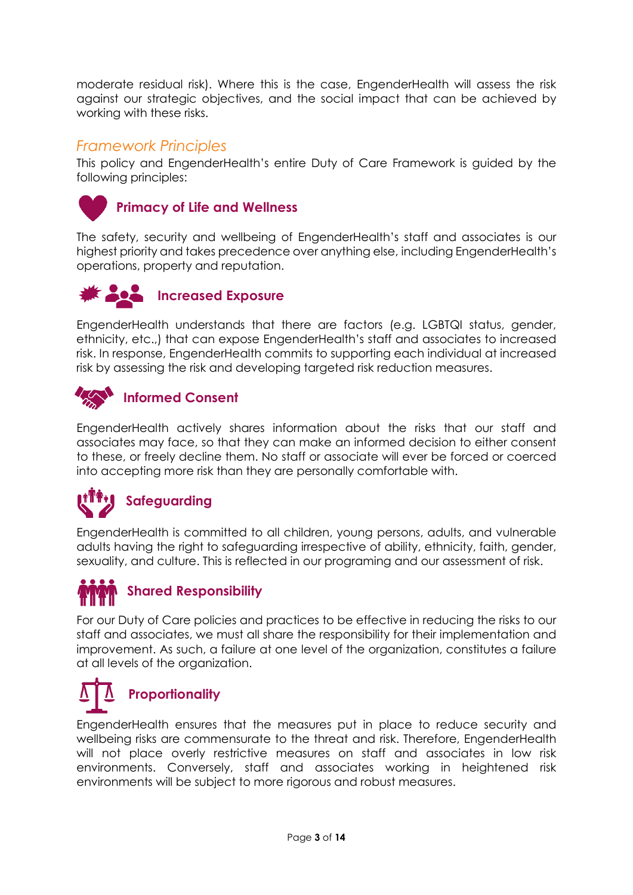moderate residual risk). Where this is the case, EngenderHealth will assess the risk against our strategic objectives, and the social impact that can be achieved by working with these risks.

## *Framework Principles*

This policy and EngenderHealth's entire Duty of Care Framework is guided by the following principles:

### Primacy of Life and Wellness

The safety, security and wellbeing of EngenderHealth's staff and associates is our highest priority and takes precedence over anything else, including EngenderHealth's operations, property and reputation.

### Increased Exposure

EngenderHealth understands that there are factors (e.g. LGBTQI status, gender, ethnicity, etc.,) that can expose EngenderHealth's staff and associates to increased risk. In response, EngenderHealth commits to supporting each individual at increased risk by assessing the risk and developing targeted risk reduction measures.

### Informed Consent

EngenderHealth actively shares information about the risks that our staff and associates may face, so that they can make an informed decision to either consent to these, or freely decline them. No staff or associate will ever be forced or coerced into accepting more risk than they are personally comfortable with.

### Safeguarding

EngenderHealth is committed to all children, young persons, adults, and vulnerable adults having the right to safeguarding irrespective of ability, ethnicity, faith, gender, sexuality, and culture. This is reflected in our programing and our assessment of risk.

### Shared Responsibility

For our Duty of Care policies and practices to be effective in reducing the risks to our staff and associates, we must all share the responsibility for their implementation and improvement. As such, a failure at one level of the organization, constitutes a failure at all levels of the organization.

### Proportionality

EngenderHealth ensures that the measures put in place to reduce security and wellbeing risks are commensurate to the threat and risk. Therefore, EngenderHealth will not place overly restrictive measures on staff and associates in low risk environments. Conversely, staff and associates working in heightened risk environments will be subject to more rigorous and robust measures.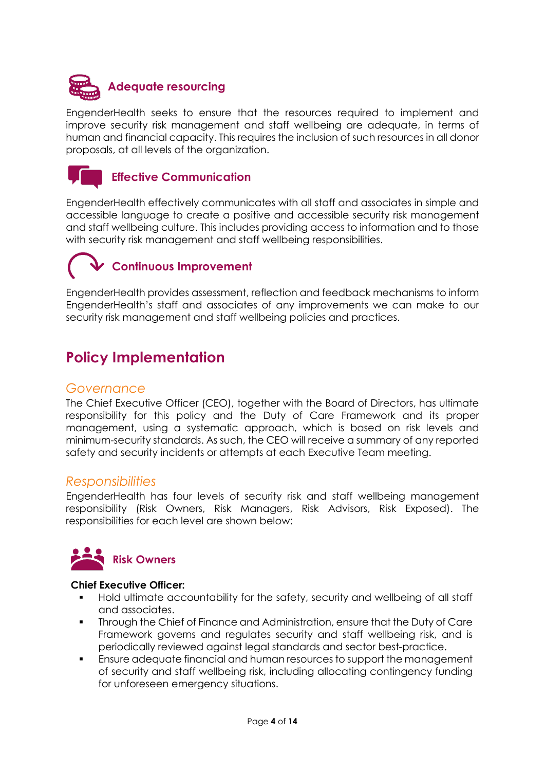### Adequate resourcing

EngenderHealth seeks to ensure that the resources required to implement and improve security risk management and staff wellbeing are adequate, in terms of human and financial capacity. This requires the inclusion of such resources in all donor proposals, at all levels of the organization.

### Effective Communication

EngenderHealth effectively communicates with all staff and associates in simple and accessible language to create a positive and accessible security risk management and staff wellbeing culture. This includes providing access to information and to those with security risk management and staff wellbeing responsibilities.

### Continuous Improvement

EngenderHealth provides assessment, reflection and feedback mechanisms to inform EngenderHealth's staff and associates of any improvements we can make to our security risk management and staff wellbeing policies and practices.

## Policy Implementation

### *Governance*

The Chief Executive Officer (CEO), together with the Board of Directors, has ultimate responsibility for this policy and the Duty of Care Framework and its proper management, using a systematic approach, which is based on risk levels and minimum-security standards. As such, the CEO will receive a summary of any reported safety and security incidents or attempts at each Executive Team meeting.

### *Responsibilities*

EngenderHealth has four levels of security risk and staff wellbeing management responsibility (Risk Owners, Risk Managers, Risk Advisors, Risk Exposed). The responsibilities for each level are shown below:

### Risk Owners

**Chief Executive Officer:**

- Hold ultimate accountability for the safety, security and wellbeing of all staff and associates.
- Through the Chief of Finance and Administration, ensure that the Duty of Care Framework governs and regulates security and staff wellbeing risk, and is periodically reviewed against legal standards and sector best-practice.
- Ensure adequate financial and human resources to support the management of security and staff wellbeing risk, including allocating contingency funding for unforeseen emergency situations.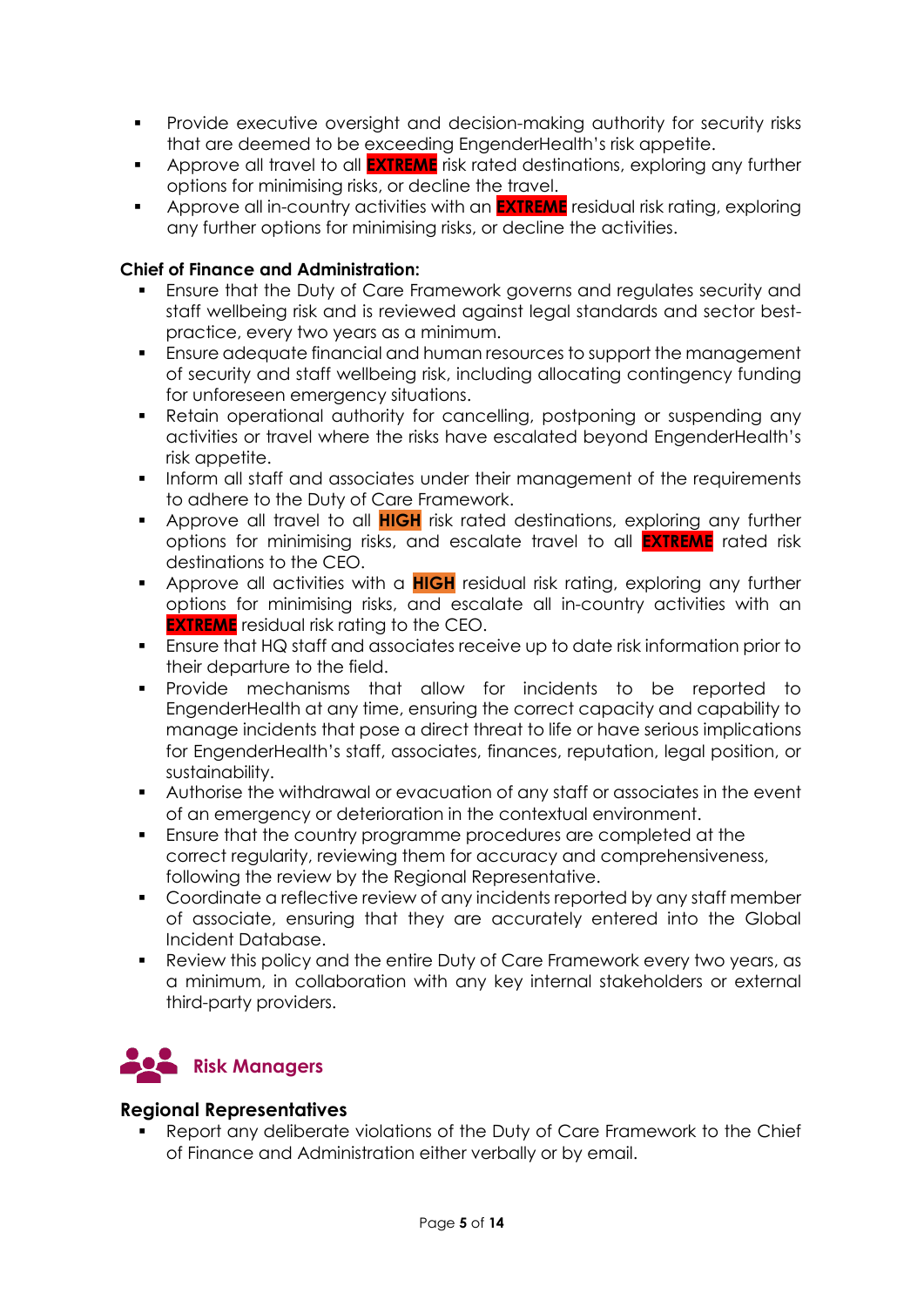- Provide executive oversight and decision-making authority for security risks that are deemed to be exceeding EngenderHealth's risk appetite.
- Approve all travel to all **EXTREME** risk rated destinations, exploring any further options for minimising risks, or decline the travel.
- Approve all in-country activities with an **EXTREME** residual risk rating, exploring any further options for minimising risks, or decline the activities.

**Chief of Finance and Administration:**

- Ensure that the Duty of Care Framework governs and regulates security and staff wellbeing risk and is reviewed against legal standards and sector best-practice, every two years as a minimum.
- Ensure adequate financial and human resources to support the management of security and staff wellbeing risk, including allocating contingency funding for unforeseen emergency situations.
- Retain operational authority for cancelling, postponing or suspending any activities or travel where the risks have escalated beyond EngenderHealth's risk appetite.
- Inform all staff and associates under their management of the requirements to adhere to the Duty of Care Framework.
- Approve all travel to all **HIGH** risk rated destinations, exploring any further options for minimising risks, and escalate travel to all **EXTREME** rated risk destinations to the CEO.
- Approve all activities with a **HIGH** residual risk rating, exploring any further options for minimising risks, and escalate all in-country activities with an **EXTREME** residual risk rating to the CEO.
- Ensure that HQ staff and associates receive up to date risk information prior to their departure to the field.
- Provide mechanisms that allow for incidents to be reported to EngenderHealth at any time, ensuring the correct capacity and capability to manage incidents that pose a direct threat to life or have serious implications for EngenderHealth's staff, associates, finances, reputation, legal position, or sustainability.
- Authorise the withdrawal or evacuation of any staff or associates in the event of an emergency or deterioration in the contextual environment.
- Ensure that the country programme procedures are completed at the correct regularity, reviewing them for accuracy and comprehensiveness, following the review by the Regional Representative.
- Coordinate a reflective review of any incidents reported by any staff member of associate, ensuring that they are accurately entered into the Global Incident Database.
- Review this policy and the entire Duty of Care Framework every two years, as a minimum, in collaboration with any key internal stakeholders or external third-party providers.

## Risk Managers

**Regional Representatives**

- Report any deliberate violations of the Duty of Care Framework to the Chief of Finance and Administration either verbally or by email.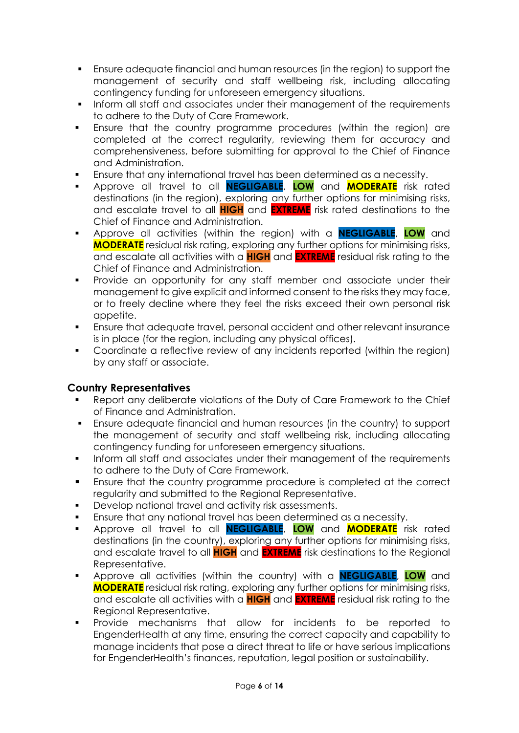- Ensure adequate financial and human resources (in the region) to support the management of security and staff wellbeing risk, including allocating contingency funding for unforeseen emergency situations.
- Inform all staff and associates under their management of the requirements to adhere to the Duty of Care Framework.
- Ensure that the country programme procedures (within the region) are completed at the correct regularity, reviewing them for accuracy and comprehensiveness, before submitting for approval to the Chief of Finance and Administration.
- Ensure that any international travel has been determined as a necessity.
- Approve all travel to all **NEGLIGABLE**, **LOW** and **MODERATE** risk rated destinations (in the region), exploring any further options for minimising risks, and escalate travel to all **HIGH** and **EXTREME** risk rated destinations to the Chief of Finance and Administration.
- Approve all activities (within the region) with a **NEGLIGABLE**, **LOW** and **MODERATE** residual risk rating, exploring any further options for minimising risks, and escalate all activities with a **HIGH** and **EXTREME** residual risk rating to the Chief of Finance and Administration.
- Provide an opportunity for any staff member and associate under their management to give explicit and informed consent to the risks they may face, or to freely decline where they feel the risks exceed their own personal risk appetite.
- Ensure that adequate travel, personal accident and other relevant insurance is in place (for the region, including any physical offices).
- Coordinate a reflective review of any incidents reported (within the region) by any staff or associate.

### Country Representatives

- Report any deliberate violations of the Duty of Care Framework to the Chief of Finance and Administration.
- Ensure adequate financial and human resources (in the country) to support the management of security and staff wellbeing risk, including allocating contingency funding for unforeseen emergency situations.
- Inform all staff and associates under their management of the requirements to adhere to the Duty of Care Framework.
- Ensure that the country programme procedure is completed at the correct regularity and submitted to the Regional Representative.
- Develop national travel and activity risk assessments.
- Ensure that any national travel has been determined as a necessity.
- Approve all travel to all **NEGLIGABLE**, **LOW** and **MODERATE** risk rated destinations (in the country), exploring any further options for minimising risks, and escalate travel to all **HIGH** and **EXTREME** risk destinations to the Regional Representative.
- Approve all activities (within the country) with a **NEGLIGABLE**, **LOW** and **MODERATE** residual risk rating, exploring any further options for minimising risks, and escalate all activities with a **HIGH** and **EXTREME** residual risk rating to the Regional Representative.
- Provide mechanisms that allow for incidents to be reported to EngenderHealth at any time, ensuring the correct capacity and capability to manage incidents that pose a direct threat to life or have serious implications for EngenderHealth's finances, reputation, legal position or sustainability.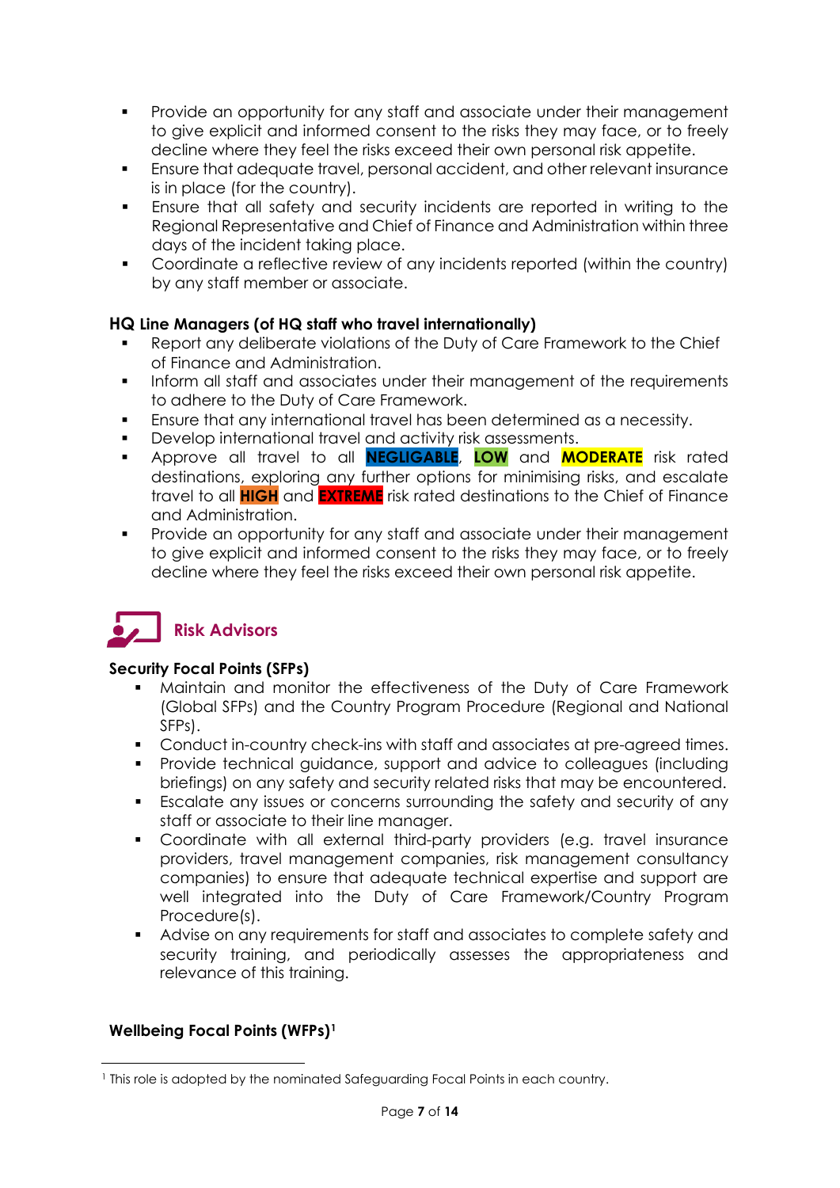- Provide an opportunity for any staff and associate under their management to give explicit and informed consent to the risks they may face, or to freely decline where they feel the risks exceed their own personal risk appetite.
- Ensure that adequate travel, personal accident, and other relevant insurance is in place (for the country).
- Ensure that all safety and security incidents are reported in writing to the Regional Representative and Chief of Finance and Administration within three days of the incident taking place.
- Coordinate a reflective review of any incidents reported (within the country) by any staff member or associate.

**HQ Line Managers (of HQ staff who travel internationally)**

- Report any deliberate violations of the Duty of Care Framework to the Chief of Finance and Administration.
- Inform all staff and associates under their management of the requirements to adhere to the Duty of Care Framework.
- Ensure that any international travel has been determined as a necessity.
- Develop international travel and activity risk assessments.
- Approve all travel to all **NEGLIGABLE**, **LOW** and **MODERATE** risk rated destinations, exploring any further options for minimising risks, and escalate travel to all **HIGH** and **EXTREME** risk rated destinations to the Chief of Finance and Administration.
- Provide an opportunity for any staff and associate under their management to give explicit and informed consent to the risks they may face, or to freely decline where they feel the risks exceed their own personal risk appetite.

## Risk Advisors

**Security Focal Points (SFPs)**

- Maintain and monitor the effectiveness of the Duty of Care Framework (Global SFPs) and the Country Program Procedure (Regional and National SFPs).
- Conduct in-country check-ins with staff and associates at pre-agreed times.
- Provide technical guidance, support and advice to colleagues (including briefings) on any safety and security related risks that may be encountered.
- Escalate any issues or concerns surrounding the safety and security of any staff or associate to their line manager.
- Coordinate with all external third-party providers (e.g. travel insurance providers, travel management companies, risk management consultancy companies) to ensure that adequate technical expertise and support are well integrated into the Duty of Care Framework/Country Program Procedure(s).
- Advise on any requirements for staff and associates to complete safety and security training, and periodically assesses the appropriateness and relevance of this training.

**Wellbeing Focal Points (WFPs)**[1]

[1] This role is adopted by the nominated Safeguarding Focal Points in each country.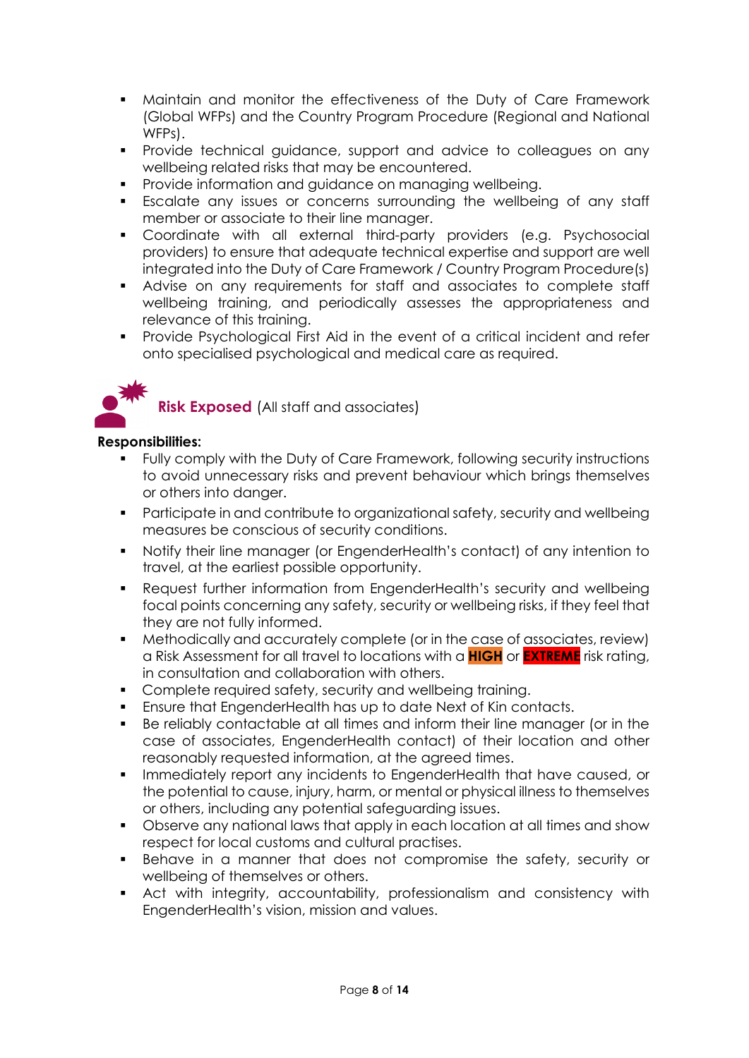- Maintain and monitor the effectiveness of the Duty of Care Framework (Global WFPs) and the Country Program Procedure (Regional and National WFPs).
- Provide technical guidance, support and advice to colleagues on any wellbeing related risks that may be encountered.
- Provide information and guidance on managing wellbeing.
- Escalate any issues or concerns surrounding the wellbeing of any staff member or associate to their line manager.
- Coordinate with all external third-party providers (e.g. Psychosocial providers) to ensure that adequate technical expertise and support are well integrated into the Duty of Care Framework / Country Program Procedure(s)
- Advise on any requirements for staff and associates to complete staff wellbeing training, and periodically assesses the appropriateness and relevance of this training.
- Provide Psychological First Aid in the event of a critical incident and refer onto specialised psychological and medical care as required.

### **Risk Exposed** (All staff and associates)

**Responsibilities:**

- Fully comply with the Duty of Care Framework, following security instructions to avoid unnecessary risks and prevent behaviour which brings themselves or others into danger.
- Participate in and contribute to organizational safety, security and wellbeing measures be conscious of security conditions.
- Notify their line manager (or EngenderHealth's contact) of any intention to travel, at the earliest possible opportunity.
- Request further information from EngenderHealth's security and wellbeing focal points concerning any safety, security or wellbeing risks, if they feel that they are not fully informed.
- Methodically and accurately complete (or in the case of associates, review) a Risk Assessment for all travel to locations with a **HIGH** or **EXTREME** risk rating, in consultation and collaboration with others.
- Complete required safety, security and wellbeing training.
- Ensure that EngenderHealth has up to date Next of Kin contacts.
- Be reliably contactable at all times and inform their line manager (or in the case of associates, EngenderHealth contact) of their location and other reasonably requested information, at the agreed times.
- Immediately report any incidents to EngenderHealth that have caused, or the potential to cause, injury, harm, or mental or physical illness to themselves or others, including any potential safeguarding issues.
- Observe any national laws that apply in each location at all times and show respect for local customs and cultural practises.
- Behave in a manner that does not compromise the safety, security or wellbeing of themselves or others.
- Act with integrity, accountability, professionalism and consistency with EngenderHealth's vision, mission and values.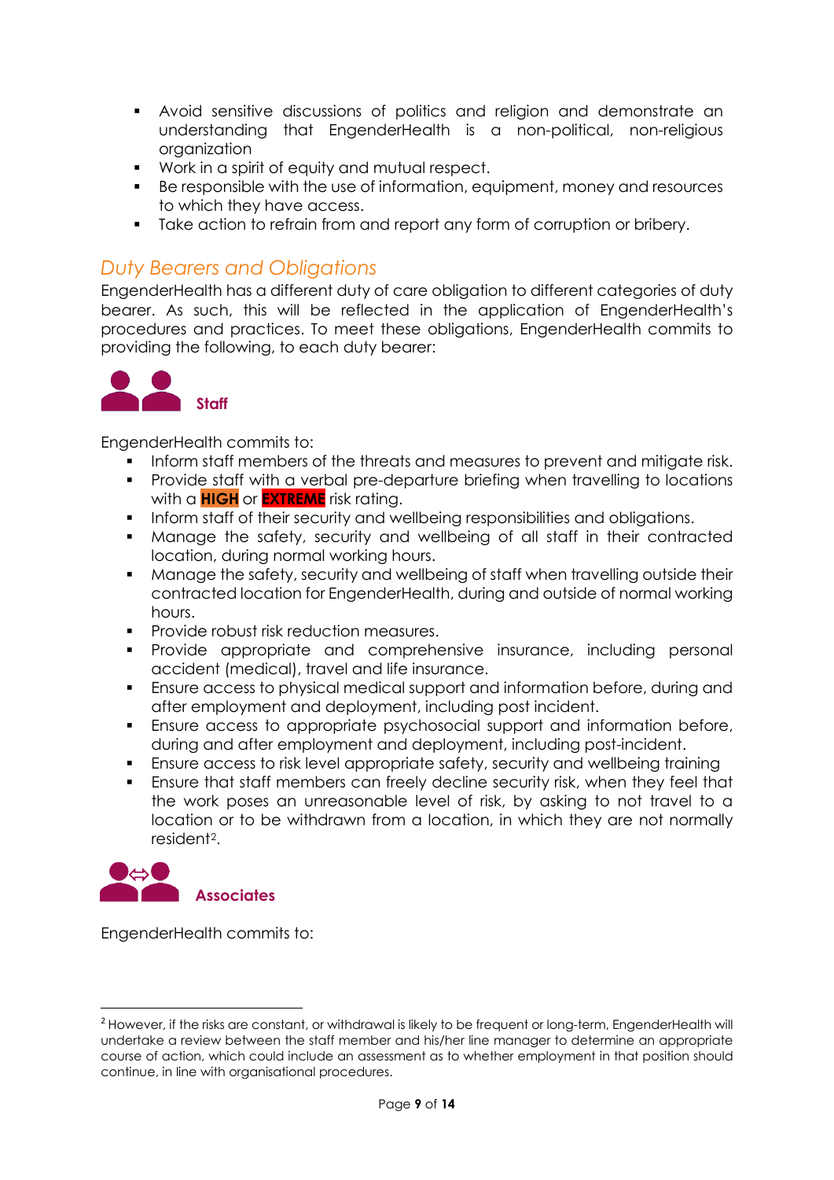- Avoid sensitive discussions of politics and religion and demonstrate an understanding that EngenderHealth is a non-political, non-religious organization
- Work in a spirit of equity and mutual respect.
- Be responsible with the use of information, equipment, money and resources to which they have access.
- Take action to refrain from and report any form of corruption or bribery.

## *Duty Bearers and Obligations*

EngenderHealth has a different duty of care obligation to different categories of duty bearer. As such, this will be reflected in the application of EngenderHealth's procedures and practices. To meet these obligations, EngenderHealth commits to providing the following, to each duty bearer:

### Staff

EngenderHealth commits to:

- Inform staff members of the threats and measures to prevent and mitigate risk.
- Provide staff with a verbal pre-departure briefing when travelling to locations with a **HIGH** or **EXTREME** risk rating.
- Inform staff of their security and wellbeing responsibilities and obligations.
- Manage the safety, security and wellbeing of all staff in their contracted location, during normal working hours.
- Manage the safety, security and wellbeing of staff when travelling outside their contracted location for EngenderHealth, during and outside of normal working hours.
- Provide robust risk reduction measures.
- Provide appropriate and comprehensive insurance, including personal accident (medical), travel and life insurance.
- Ensure access to physical medical support and information before, during and after employment and deployment, including post incident.
- Ensure access to appropriate psychosocial support and information before, during and after employment and deployment, including post-incident.
- Ensure access to risk level appropriate safety, security and wellbeing training
- Ensure that staff members can freely decline security risk, when they feel that the work poses an unreasonable level of risk, by asking to not travel to a location or to be withdrawn from a location, in which they are not normally resident[2].

### Associates

EngenderHealth commits to:

[2] However, if the risks are constant, or withdrawal is likely to be frequent or long-term, EngenderHealth will undertake a review between the staff member and his/her line manager to determine an appropriate course of action, which could include an assessment as to whether employment in that position should continue, in line with organisational procedures.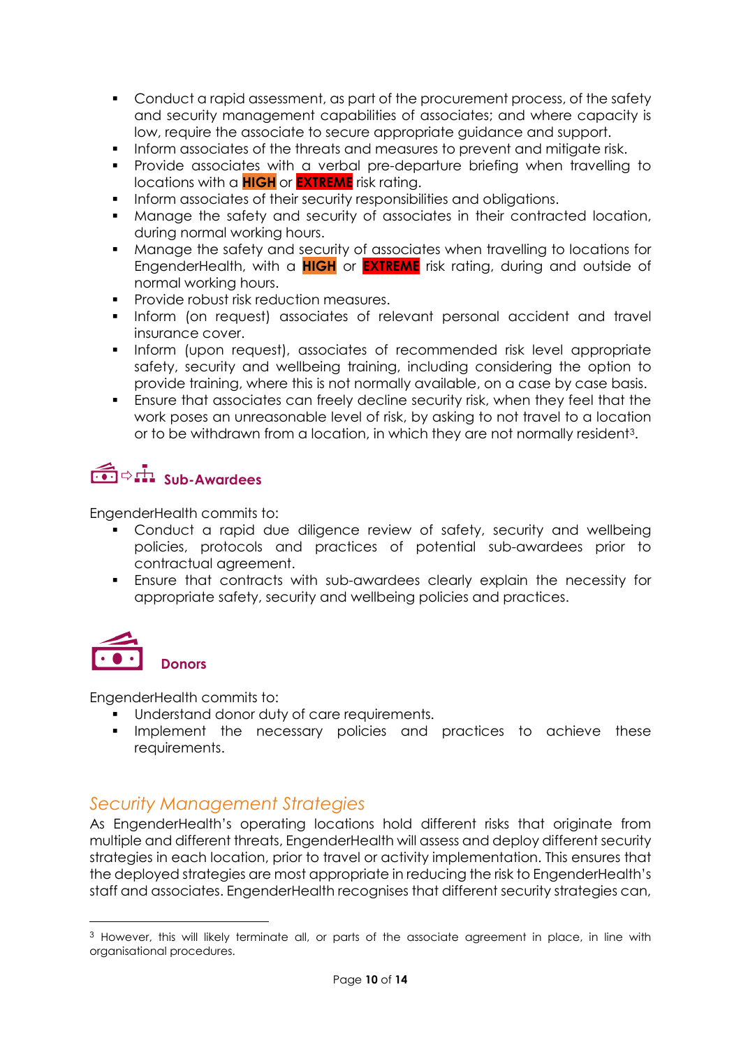- Conduct a rapid assessment, as part of the procurement process, of the safety and security management capabilities of associates; and where capacity is low, require the associate to secure appropriate guidance and support.
- Inform associates of the threats and measures to prevent and mitigate risk.
- Provide associates with a verbal pre-departure briefing when travelling to locations with a **HIGH** or **EXTREME** risk rating.
- Inform associates of their security responsibilities and obligations.
- Manage the safety and security of associates in their contracted location, during normal working hours.
- Manage the safety and security of associates when travelling to locations for EngenderHealth, with a **HIGH** or **EXTREME** risk rating, during and outside of normal working hours.
- Provide robust risk reduction measures.
- Inform (on request) associates of relevant personal accident and travel insurance cover.
- Inform (upon request), associates of recommended risk level appropriate safety, security and wellbeing training, including considering the option to provide training, where this is not normally available, on a case by case basis.
- Ensure that associates can freely decline security risk, when they feel that the work poses an unreasonable level of risk, by asking to not travel to a location or to be withdrawn from a location, in which they are not normally resident[3].

### Sub-Awardees

EngenderHealth commits to:

- Conduct a rapid due diligence review of safety, security and wellbeing policies, protocols and practices of potential sub-awardees prior to contractual agreement.
- Ensure that contracts with sub-awardees clearly explain the necessity for appropriate safety, security and wellbeing policies and practices.

### Donors

EngenderHealth commits to:

- Understand donor duty of care requirements.
- Implement the necessary policies and practices to achieve these requirements.

## *Security Management Strategies*

As EngenderHealth's operating locations hold different risks that originate from multiple and different threats, EngenderHealth will assess and deploy different security strategies in each location, prior to travel or activity implementation. This ensures that the deployed strategies are most appropriate in reducing the risk to EngenderHealth's staff and associates. EngenderHealth recognises that different security strategies can,

---

[3] However, this will likely terminate all, or parts of the associate agreement in place, in line with organisational procedures.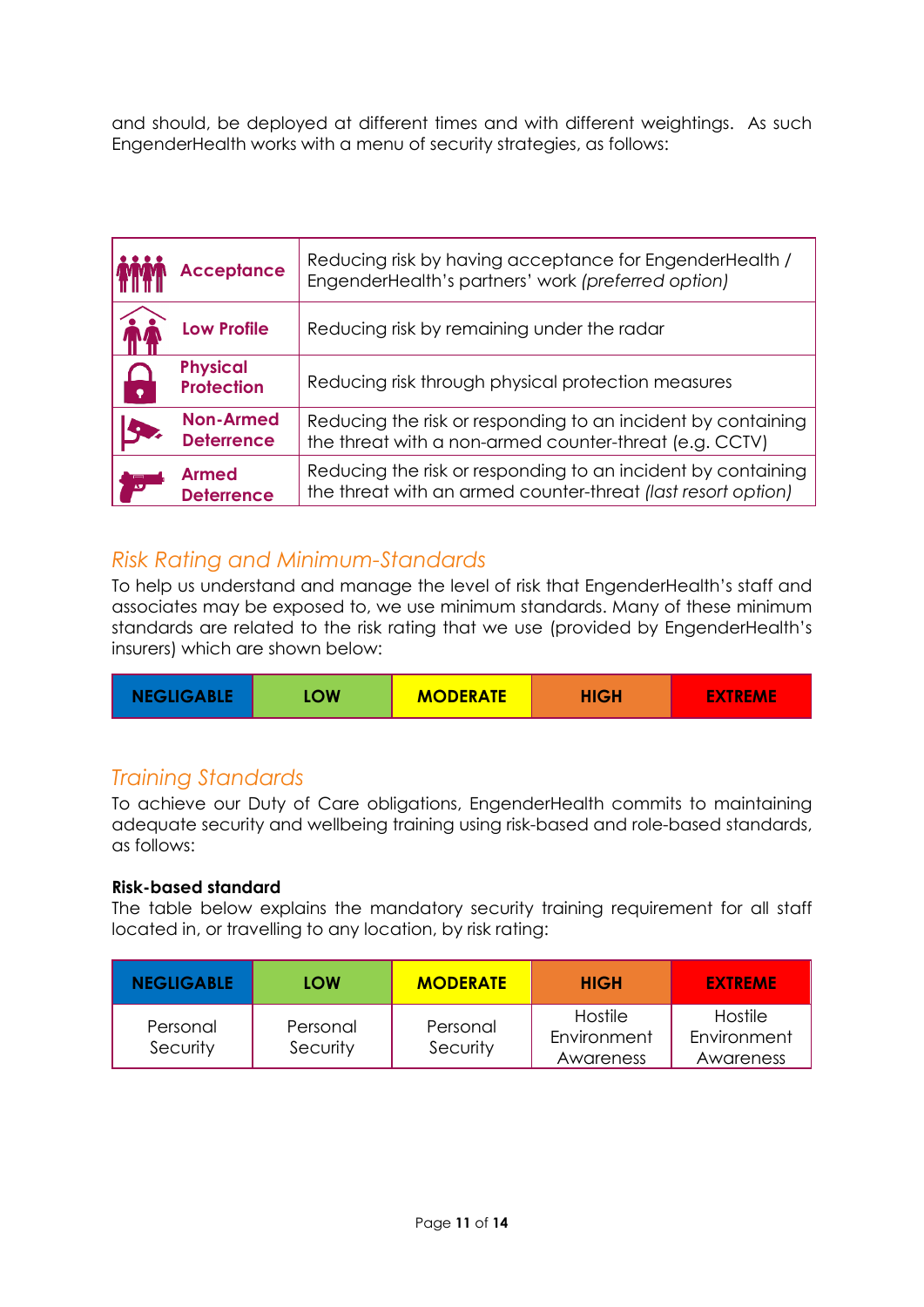and should, be deployed at different times and with different weightings. As such EngenderHealth works with a menu of security strategies, as follows:

| | |
|---|---|
| **Acceptance** | Reducing risk by having acceptance for EngenderHealth / EngenderHealth's partners' work *(preferred option)* |
| **Low Profile** | Reducing risk by remaining under the radar |
| **Physical Protection** | Reducing risk through physical protection measures |
| **Non-Armed Deterrence** | Reducing the risk or responding to an incident by containing the threat with a non-armed counter-threat (e.g. CCTV) |
| **Armed Deterrence** | Reducing the risk or responding to an incident by containing the threat with an armed counter-threat *(last resort option)* |

## *Risk Rating and Minimum-Standards*

To help us understand and manage the level of risk that EngenderHealth's staff and associates may be exposed to, we use minimum standards. Many of these minimum standards are related to the risk rating that we use (provided by EngenderHealth's insurers) which are shown below:

| NEGLIGABLE | LOW | MODERATE | HIGH | EXTREME |
|---|---|---|---|---|

## *Training Standards*

To achieve our Duty of Care obligations, EngenderHealth commits to maintaining adequate security and wellbeing training using risk-based and role-based standards, as follows:

**Risk-based standard**

The table below explains the mandatory security training requirement for all staff located in, or travelling to any location, by risk rating:

| NEGLIGABLE | LOW | MODERATE | HIGH | EXTREME |
|---|---|---|---|---|
| Personal Security | Personal Security | Personal Security | Hostile Environment Awareness | Hostile Environment Awareness |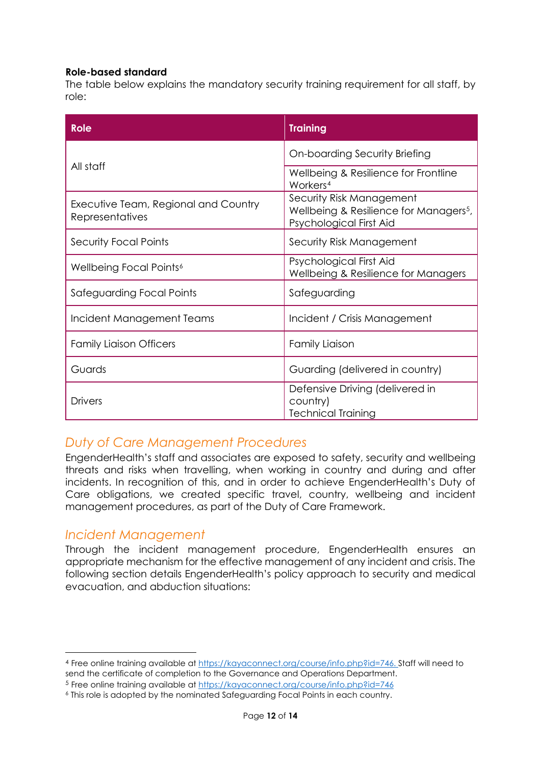**Role-based standard**

The table below explains the mandatory security training requirement for all staff, by role:

| Role | Training |
|---|---|
| All staff | On-boarding Security Briefing |
| | Wellbeing & Resilience for Frontline Workers[4] |
| Executive Team, Regional and Country Representatives | Security Risk Management<br>Wellbeing & Resilience for Managers[5], Psychological First Aid |
| Security Focal Points | Security Risk Management |
| Wellbeing Focal Points[6] | Psychological First Aid<br>Wellbeing & Resilience for Managers |
| Safeguarding Focal Points | Safeguarding |
| Incident Management Teams | Incident / Crisis Management |
| Family Liaison Officers | Family Liaison |
| Guards | Guarding (delivered in country) |
| Drivers | Defensive Driving (delivered in country)<br>Technical Training |

## *Duty of Care Management Procedures*

EngenderHealth's staff and associates are exposed to safety, security and wellbeing threats and risks when travelling, when working in country and during and after incidents. In recognition of this, and in order to achieve EngenderHealth's Duty of Care obligations, we created specific travel, country, wellbeing and incident management procedures, as part of the Duty of Care Framework.

## *Incident Management*

Through the incident management procedure, EngenderHealth ensures an appropriate mechanism for the effective management of any incident and crisis. The following section details EngenderHealth's policy approach to security and medical evacuation, and abduction situations:

---

[4] Free online training available at https://kayaconnect.org/course/info.php?id=746. Staff will need to send the certificate of completion to the Governance and Operations Department.

[5] Free online training available at https://kayaconnect.org/course/info.php?id=746

[6] This role is adopted by the nominated Safeguarding Focal Points in each country.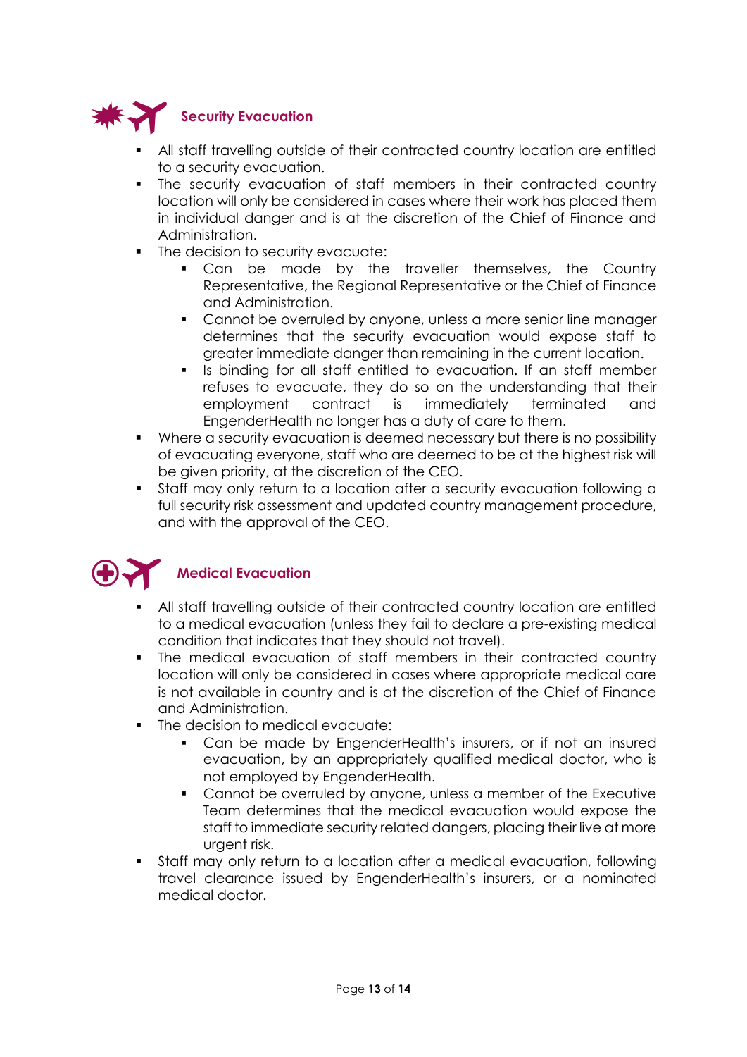## Security Evacuation

- All staff travelling outside of their contracted country location are entitled to a security evacuation.
- The security evacuation of staff members in their contracted country location will only be considered in cases where their work has placed them in individual danger and is at the discretion of the Chief of Finance and Administration.
- The decision to security evacuate:
  - Can be made by the traveller themselves, the Country Representative, the Regional Representative or the Chief of Finance and Administration.
  - Cannot be overruled by anyone, unless a more senior line manager determines that the security evacuation would expose staff to greater immediate danger than remaining in the current location.
  - Is binding for all staff entitled to evacuation. If an staff member refuses to evacuate, they do so on the understanding that their employment contract is immediately terminated and EngenderHealth no longer has a duty of care to them.
- Where a security evacuation is deemed necessary but there is no possibility of evacuating everyone, staff who are deemed to be at the highest risk will be given priority, at the discretion of the CEO.
- Staff may only return to a location after a security evacuation following a full security risk assessment and updated country management procedure, and with the approval of the CEO.

## Medical Evacuation

- All staff travelling outside of their contracted country location are entitled to a medical evacuation (unless they fail to declare a pre-existing medical condition that indicates that they should not travel).
- The medical evacuation of staff members in their contracted country location will only be considered in cases where appropriate medical care is not available in country and is at the discretion of the Chief of Finance and Administration.
- The decision to medical evacuate:
  - Can be made by EngenderHealth's insurers, or if not an insured evacuation, by an appropriately qualified medical doctor, who is not employed by EngenderHealth.
  - Cannot be overruled by anyone, unless a member of the Executive Team determines that the medical evacuation would expose the staff to immediate security related dangers, placing their live at more urgent risk.
- Staff may only return to a location after a medical evacuation, following travel clearance issued by EngenderHealth's insurers, or a nominated medical doctor.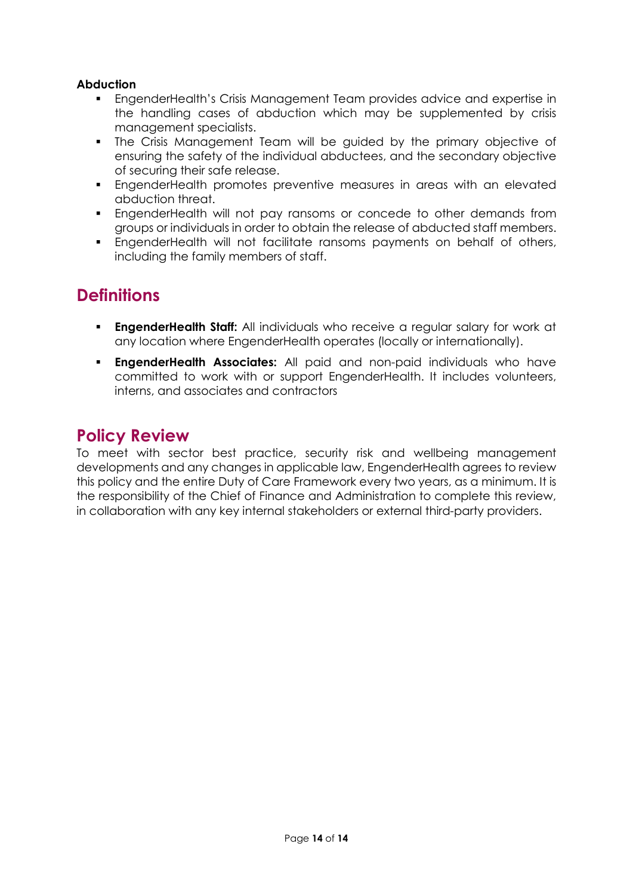**Abduction**

- EngenderHealth's Crisis Management Team provides advice and expertise in the handling cases of abduction which may be supplemented by crisis management specialists.
- The Crisis Management Team will be guided by the primary objective of ensuring the safety of the individual abductees, and the secondary objective of securing their safe release.
- EngenderHealth promotes preventive measures in areas with an elevated abduction threat.
- EngenderHealth will not pay ransoms or concede to other demands from groups or individuals in order to obtain the release of abducted staff members.
- EngenderHealth will not facilitate ransoms payments on behalf of others, including the family members of staff.

## Definitions

- **EngenderHealth Staff:** All individuals who receive a regular salary for work at any location where EngenderHealth operates (locally or internationally).
- **EngenderHealth Associates:** All paid and non-paid individuals who have committed to work with or support EngenderHealth. It includes volunteers, interns, and associates and contractors

## Policy Review

To meet with sector best practice, security risk and wellbeing management developments and any changes in applicable law, EngenderHealth agrees to review this policy and the entire Duty of Care Framework every two years, as a minimum. It is the responsibility of the Chief of Finance and Administration to complete this review, in collaboration with any key internal stakeholders or external third-party providers.